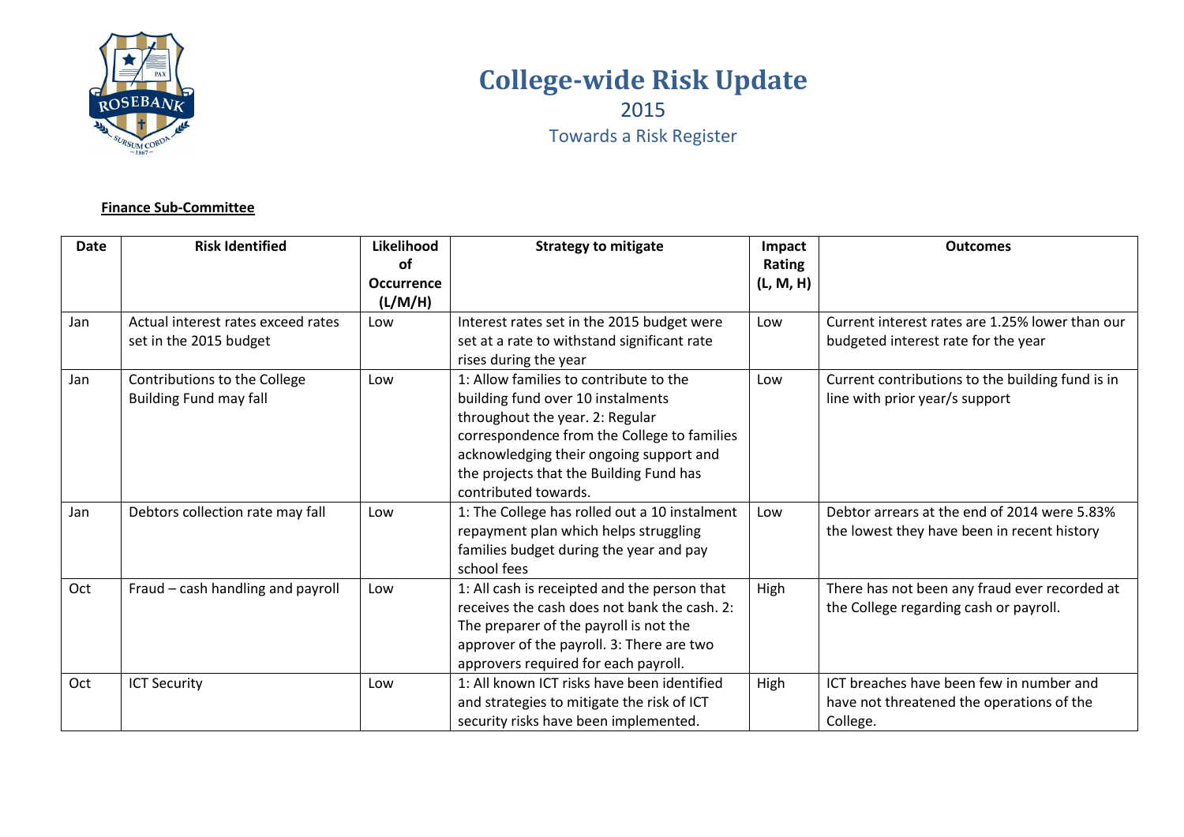# College-wide Risk Update

2015

Towards a Risk Register

**Finance Sub-Committee**

| Date | Risk Identified | Likelihood of Occurrence (L/M/H) | Strategy to mitigate | Impact Rating (L, M, H) | Outcomes |
|---|---|---|---|---|---|
| Jan | Actual interest rates exceed rates set in the 2015 budget | Low | Interest rates set in the 2015 budget were set at a rate to withstand significant rate rises during the year | Low | Current interest rates are 1.25% lower than our budgeted interest rate for the year |
| Jan | Contributions to the College Building Fund may fall | Low | 1: Allow families to contribute to the building fund over 10 instalments throughout the year. 2: Regular correspondence from the College to families acknowledging their ongoing support and the projects that the Building Fund has contributed towards. | Low | Current contributions to the building fund is in line with prior year/s support |
| Jan | Debtors collection rate may fall | Low | 1: The College has rolled out a 10 instalment repayment plan which helps struggling families budget during the year and pay school fees | Low | Debtor arrears at the end of 2014 were 5.83% the lowest they have been in recent history |
| Oct | Fraud – cash handling and payroll | Low | 1: All cash is receipted and the person that receives the cash does not bank the cash. 2: The preparer of the payroll is not the approver of the payroll. 3: There are two approvers required for each payroll. | High | There has not been any fraud ever recorded at the College regarding cash or payroll. |
| Oct | ICT Security | Low | 1: All known ICT risks have been identified and strategies to mitigate the risk of ICT security risks have been implemented. | High | ICT breaches have been few in number and have not threatened the operations of the College. |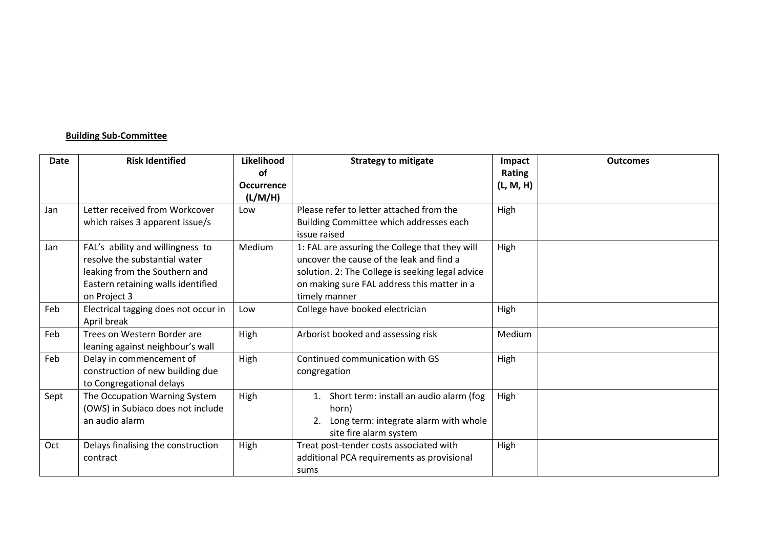**Building Sub-Committee**

| Date | Risk Identified | Likelihood of Occurrence (L/M/H) | Strategy to mitigate | Impact Rating (L, M, H) | Outcomes |
|---|---|---|---|---|---|
| Jan | Letter received from Workcover which raises 3 apparent issue/s | Low | Please refer to letter attached from the Building Committee which addresses each issue raised | High | |
| Jan | FAL's ability and willingness to resolve the substantial water leaking from the Southern and Eastern retaining walls identified on Project 3 | Medium | 1: FAL are assuring the College that they will uncover the cause of the leak and find a solution. 2: The College is seeking legal advice on making sure FAL address this matter in a timely manner | High | |
| Feb | Electrical tagging does not occur in April break | Low | College have booked electrician | High | |
| Feb | Trees on Western Border are leaning against neighbour's wall | High | Arborist booked and assessing risk | Medium | |
| Feb | Delay in commencement of construction of new building due to Congregational delays | High | Continued communication with GS congregation | High | |
| Sept | The Occupation Warning System (OWS) in Subiaco does not include an audio alarm | High | 1. Short term: install an audio alarm (fog horn) 2. Long term: integrate alarm with whole site fire alarm system | High | |
| Oct | Delays finalising the construction contract | High | Treat post-tender costs associated with additional PCA requirements as provisional sums | High | |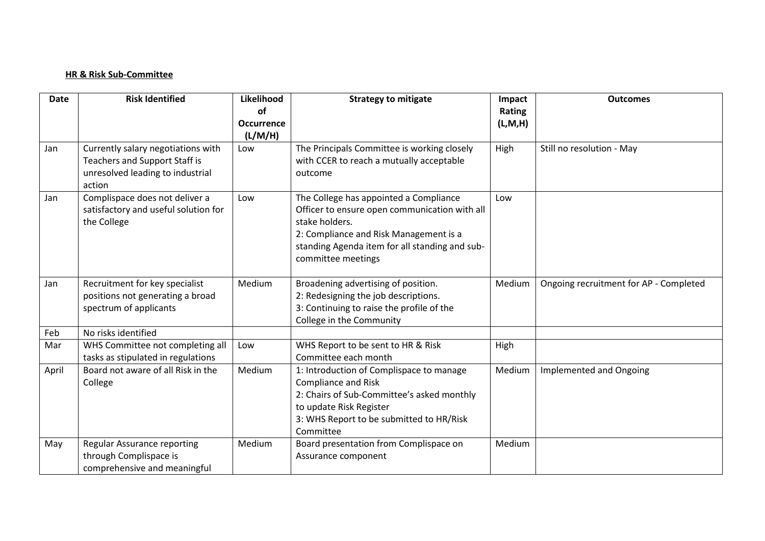**HR & Risk Sub-Committee**

| Date | Risk Identified | Likelihood of Occurrence (L/M/H) | Strategy to mitigate | Impact Rating (L,M,H) | Outcomes |
|---|---|---|---|---|---|
| Jan | Currently salary negotiations with Teachers and Support Staff is unresolved leading to industrial action | Low | The Principals Committee is working closely with CCER to reach a mutually acceptable outcome | High | Still no resolution - May |
| Jan | Complispace does not deliver a satisfactory and useful solution for the College | Low | The College has appointed a Compliance Officer to ensure open communication with all stake holders.<br>2: Compliance and Risk Management is a standing Agenda item for all standing and sub-committee meetings | Low | |
| Jan | Recruitment for key specialist positions not generating a broad spectrum of applicants | Medium | Broadening advertising of position.<br>2: Redesigning the job descriptions.<br>3: Continuing to raise the profile of the College in the Community | Medium | Ongoing recruitment for AP - Completed |
| Feb | No risks identified | | | | |
| Mar | WHS Committee not completing all tasks as stipulated in regulations | Low | WHS Report to be sent to HR & Risk Committee each month | High | |
| April | Board not aware of all Risk in the College | Medium | 1: Introduction of Complispace to manage Compliance and Risk<br>2: Chairs of Sub-Committee's asked monthly to update Risk Register<br>3: WHS Report to be submitted to HR/Risk Committee | Medium | Implemented and Ongoing |
| May | Regular Assurance reporting through Complispace is comprehensive and meaningful | Medium | Board presentation from Complispace on Assurance component | Medium | |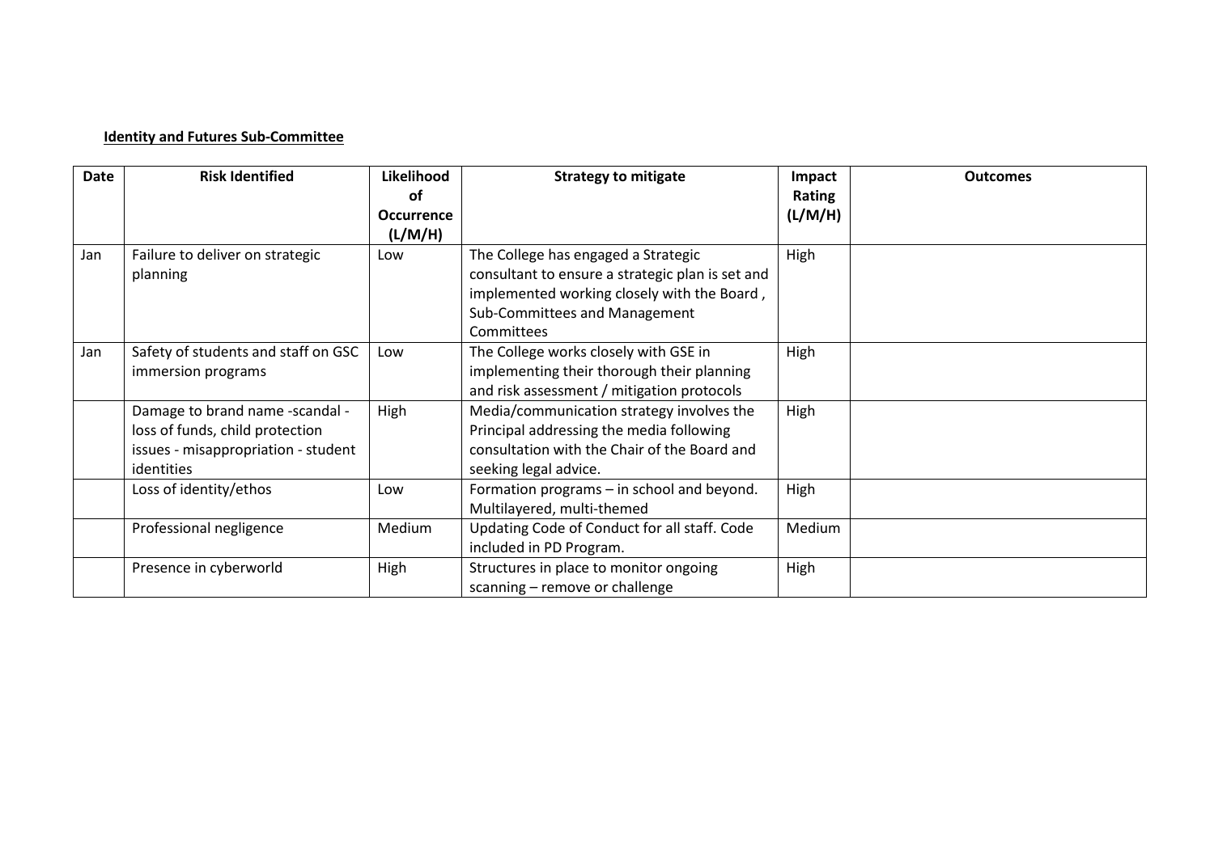**Identity and Futures Sub-Committee**

| Date | Risk Identified | Likelihood of Occurrence (L/M/H) | Strategy to mitigate | Impact Rating (L/M/H) | Outcomes |
|---|---|---|---|---|---|
| Jan | Failure to deliver on strategic planning | Low | The College has engaged a Strategic consultant to ensure a strategic plan is set and implemented working closely with the Board , Sub-Committees and Management Committees | High | |
| Jan | Safety of students and staff on GSC immersion programs | Low | The College works closely with GSE in implementing their thorough their planning and risk assessment / mitigation protocols | High | |
| | Damage to brand name -scandal - loss of funds, child protection issues - misappropriation - student identities | High | Media/communication strategy involves the Principal addressing the media following consultation with the Chair of the Board and seeking legal advice. | High | |
| | Loss of identity/ethos | Low | Formation programs – in school and beyond. Multilayered, multi-themed | High | |
| | Professional negligence | Medium | Updating Code of Conduct for all staff. Code included in PD Program. | Medium | |
| | Presence in cyberworld | High | Structures in place to monitor ongoing scanning – remove or challenge | High | |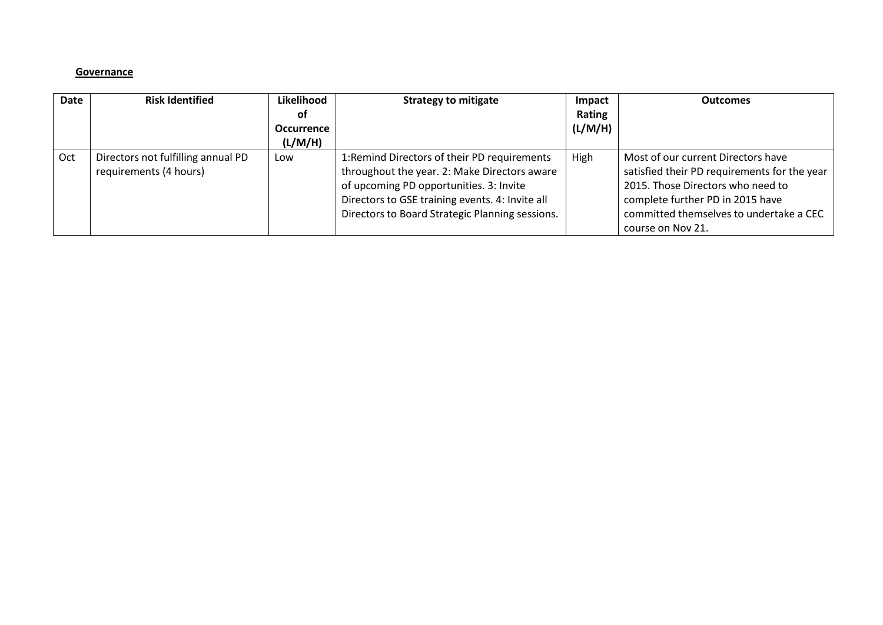**Governance**

| Date | Risk Identified | Likelihood of Occurrence (L/M/H) | Strategy to mitigate | Impact Rating (L/M/H) | Outcomes |
|---|---|---|---|---|---|
| Oct | Directors not fulfilling annual PD requirements (4 hours) | Low | 1:Remind Directors of their PD requirements throughout the year. 2: Make Directors aware of upcoming PD opportunities. 3: Invite Directors to GSE training events. 4: Invite all Directors to Board Strategic Planning sessions. | High | Most of our current Directors have satisfied their PD requirements for the year 2015. Those Directors who need to complete further PD in 2015 have committed themselves to undertake a CEC course on Nov 21. |